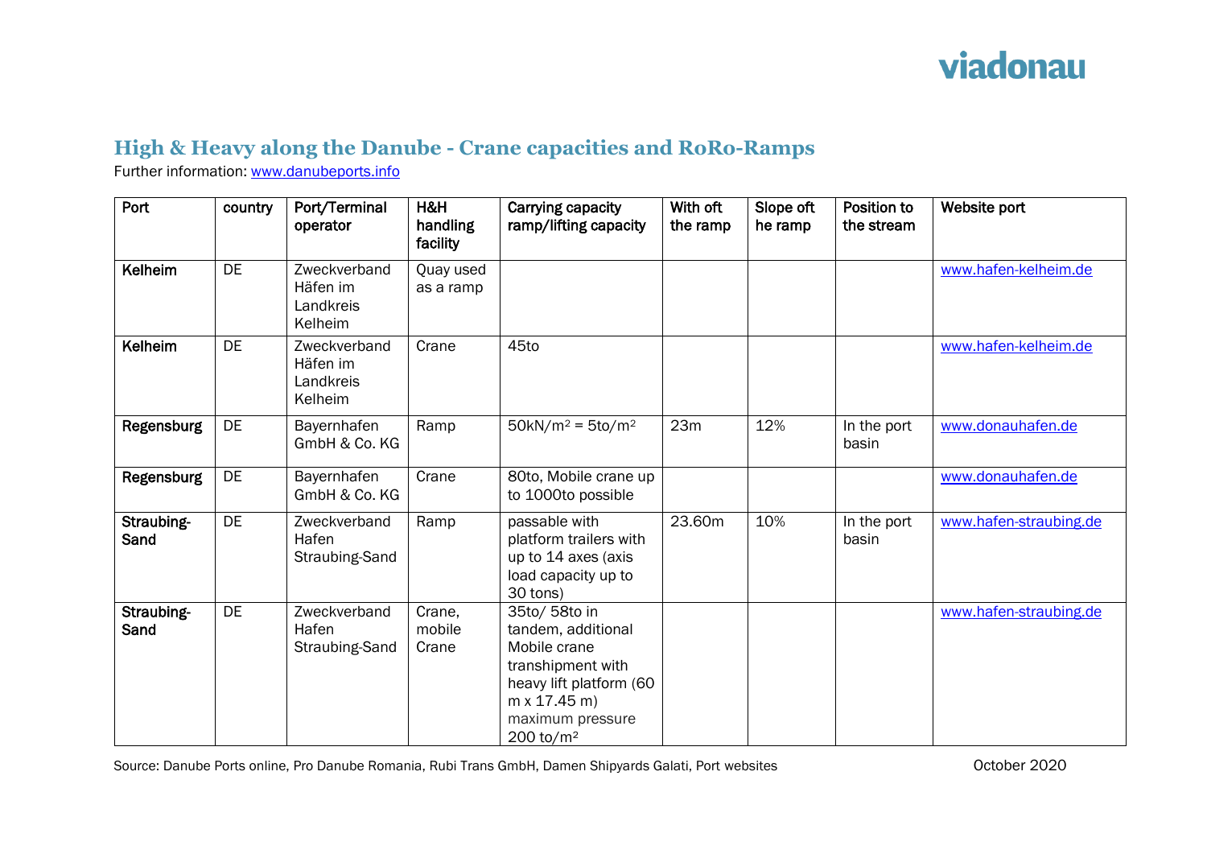## High & Heavy along the Danube - Crane capacities and RoRo-Ramps

Further information: www.danubeports.info

| Port | country | Port/Terminal operator | H&H handling facility | Carrying capacity ramp/lifting capacity | With oft the ramp | Slope oft he ramp | Position to the stream | Website port |
|---|---|---|---|---|---|---|---|---|
| **Kelheim** | DE | Zweckverband Häfen im Landkreis Kelheim | Quay used as a ramp | | | | | www.hafen-kelheim.de |
| **Kelheim** | DE | Zweckverband Häfen im Landkreis Kelheim | Crane | 45to | | | | www.hafen-kelheim.de |
| **Regensburg** | DE | Bayernhafen GmbH & Co. KG | Ramp | 50kN/m² = 5to/m² | 23m | 12% | In the port basin | www.donauhafen.de |
| **Regensburg** | DE | Bayernhafen GmbH & Co. KG | Crane | 80to, Mobile crane up to 1000to possible | | | | www.donauhafen.de |
| **Straubing-Sand** | DE | Zweckverband Hafen Straubing-Sand | Ramp | passable with platform trailers with up to 14 axes (axis load capacity up to 30 tons) | 23.60m | 10% | In the port basin | www.hafen-straubing.de |
| **Straubing-Sand** | DE | Zweckverband Hafen Straubing-Sand | Crane, mobile Crane | 35to/ 58to in tandem, additional Mobile crane transhipment with heavy lift platform (60 m x 17.45 m) maximum pressure 200 to/m² | | | | www.hafen-straubing.de |

Source: Danube Ports online, Pro Danube Romania, Rubi Trans GmbH, Damen Shipyards Galati, Port websites

October 2020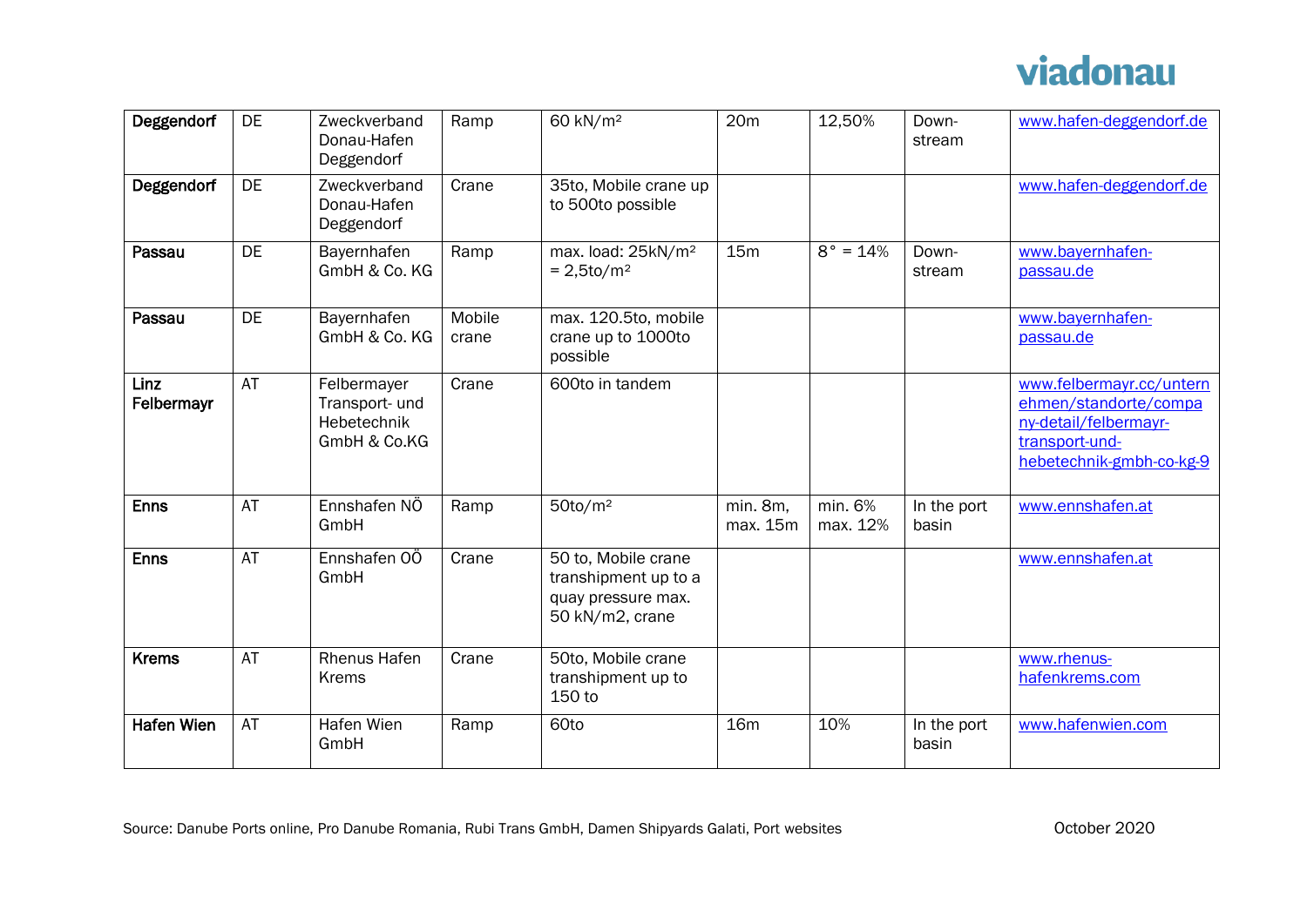| | | | | | | | | |
|---|---|---|---|---|---|---|---|---|
| **Deggendorf** | DE | Zweckverband Donau-Hafen Deggendorf | Ramp | 60 kN/m² | 20m | 12,50% | Down-stream | www.hafen-deggendorf.de |
| **Deggendorf** | DE | Zweckverband Donau-Hafen Deggendorf | Crane | 35to, Mobile crane up to 500to possible | | | | www.hafen-deggendorf.de |
| **Passau** | DE | Bayernhafen GmbH & Co. KG | Ramp | max. load: 25kN/m² = 2,5to/m² | 15m | 8° = 14% | Down-stream | www.bayernhafen-passau.de |
| **Passau** | DE | Bayernhafen GmbH & Co. KG | Mobile crane | max. 120.5to, mobile crane up to 1000to possible | | | | www.bayernhafen-passau.de |
| **Linz Felbermayr** | AT | Felbermayer Transport- und Hebetechnik GmbH & Co.KG | Crane | 600to in tandem | | | | www.felbermayr.cc/unternehmen/standorte/company-detail/felbermayr-transport-und-hebetechnik-gmbh-co-kg-9 |
| **Enns** | AT | Ennshafen NÖ GmbH | Ramp | 50to/m² | min. 8m, max. 15m | min. 6% max. 12% | In the port basin | www.ennshafen.at |
| **Enns** | AT | Ennshafen OÖ GmbH | Crane | 50 to, Mobile crane transhipment up to a quay pressure max. 50 kN/m2, crane | | | | www.ennshafen.at |
| **Krems** | AT | Rhenus Hafen Krems | Crane | 50to, Mobile crane transhipment up to 150 to | | | | www.rhenus-hafenkrems.com |
| **Hafen Wien** | AT | Hafen Wien GmbH | Ramp | 60to | 16m | 10% | In the port basin | www.hafenwien.com |

Source: Danube Ports online, Pro Danube Romania, Rubi Trans GmbH, Damen Shipyards Galati, Port websites

October 2020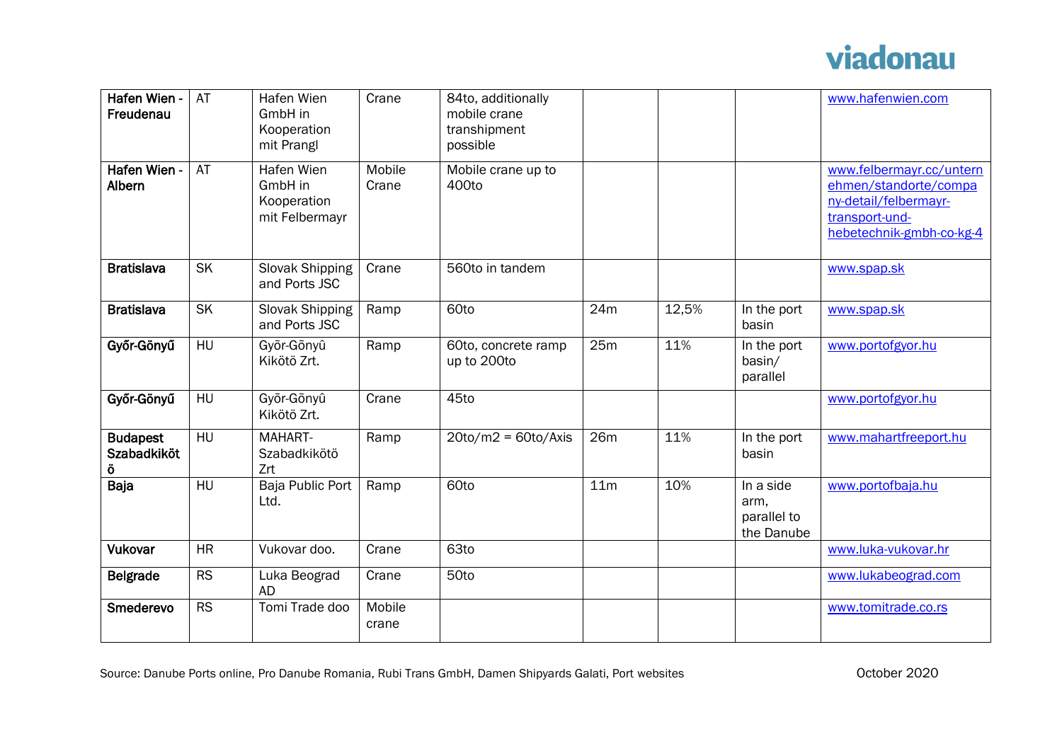| | | | | | | | | |
|---|---|---|---|---|---|---|---|---|
| **Hafen Wien - Freudenau** | AT | Hafen Wien GmbH in Kooperation mit Prangl | Crane | 84to, additionally mobile crane transhipment possible | | | | www.hafenwien.com |
| **Hafen Wien - Albern** | AT | Hafen Wien GmbH in Kooperation mit Felbermayr | Mobile Crane | Mobile crane up to 400to | | | | www.felbermayr.cc/unternehmen/standorte/company-detail/felbermayr-transport-und-hebetechnik-gmbh-co-kg-4 |
| **Bratislava** | SK | Slovak Shipping and Ports JSC | Crane | 560to in tandem | | | | www.spap.sk |
| **Bratislava** | SK | Slovak Shipping and Ports JSC | Ramp | 60to | 24m | 12,5% | In the port basin | www.spap.sk |
| **Győr-Gönyű** | HU | Győr-Gönyû Kikötö Zrt. | Ramp | 60to, concrete ramp up to 200to | 25m | 11% | In the port basin/ parallel | www.portofgyor.hu |
| **Győr-Gönyű** | HU | Győr-Gönyû Kikötö Zrt. | Crane | 45to | | | | www.portofgyor.hu |
| **Budapest Szabadkikötö** | HU | MAHART-Szabadkikötö Zrt | Ramp | 20to/m2 = 60to/Axis | 26m | 11% | In the port basin | www.mahartfreeport.hu |
| **Baja** | HU | Baja Public Port Ltd. | Ramp | 60to | 11m | 10% | In a side arm, parallel to the Danube | www.portofbaja.hu |
| **Vukovar** | HR | Vukovar doo. | Crane | 63to | | | | www.luka-vukovar.hr |
| **Belgrade** | RS | Luka Beograd AD | Crane | 50to | | | | www.lukabeograd.com |
| **Smederevo** | RS | Tomi Trade doo | Mobile crane | | | | | www.tomitrade.co.rs |

Source: Danube Ports online, Pro Danube Romania, Rubi Trans GmbH, Damen Shipyards Galati, Port websites

October 2020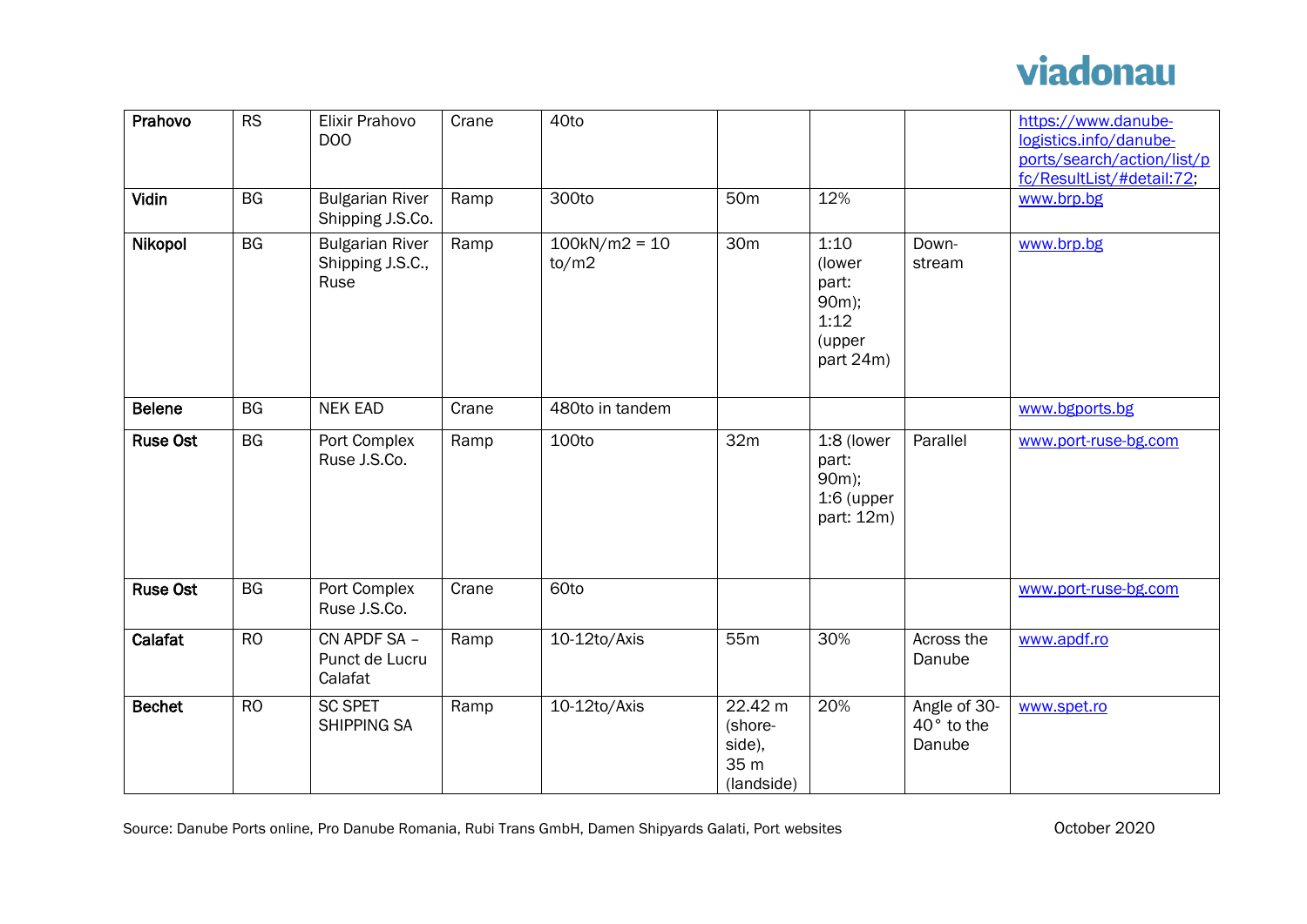| | | | | | | | | |
|---|---|---|---|---|---|---|---|---|
| **Prahovo** | RS | Elixir Prahovo DOO | Crane | 40to | | | | https://www.danube-logistics.info/danube-ports/search/action/list/pfc/ResultList/#detail:72; |
| **Vidin** | BG | Bulgarian River Shipping J.S.Co. | Ramp | 300to | 50m | 12% | | www.brp.bg |
| **Nikopol** | BG | Bulgarian River Shipping J.S.C., Ruse | Ramp | 100kN/m2 = 10 to/m2 | 30m | 1:10 (lower part: 90m); 1:12 (upper part 24m) | Down-stream | www.brp.bg |
| **Belene** | BG | NEK EAD | Crane | 480to in tandem | | | | www.bgports.bg |
| **Ruse Ost** | BG | Port Complex Ruse J.S.Co. | Ramp | 100to | 32m | 1:8 (lower part: 90m); 1:6 (upper part: 12m) | Parallel | www.port-ruse-bg.com |
| **Ruse Ost** | BG | Port Complex Ruse J.S.Co. | Crane | 60to | | | | www.port-ruse-bg.com |
| **Calafat** | RO | CN APDF SA – Punct de Lucru Calafat | Ramp | 10-12to/Axis | 55m | 30% | Across the Danube | www.apdf.ro |
| **Bechet** | RO | SC SPET SHIPPING SA | Ramp | 10-12to/Axis | 22.42 m (shore-side), 35 m (landside) | 20% | Angle of 30-40° to the Danube | www.spet.ro |

Source: Danube Ports online, Pro Danube Romania, Rubi Trans GmbH, Damen Shipyards Galati, Port websites

October 2020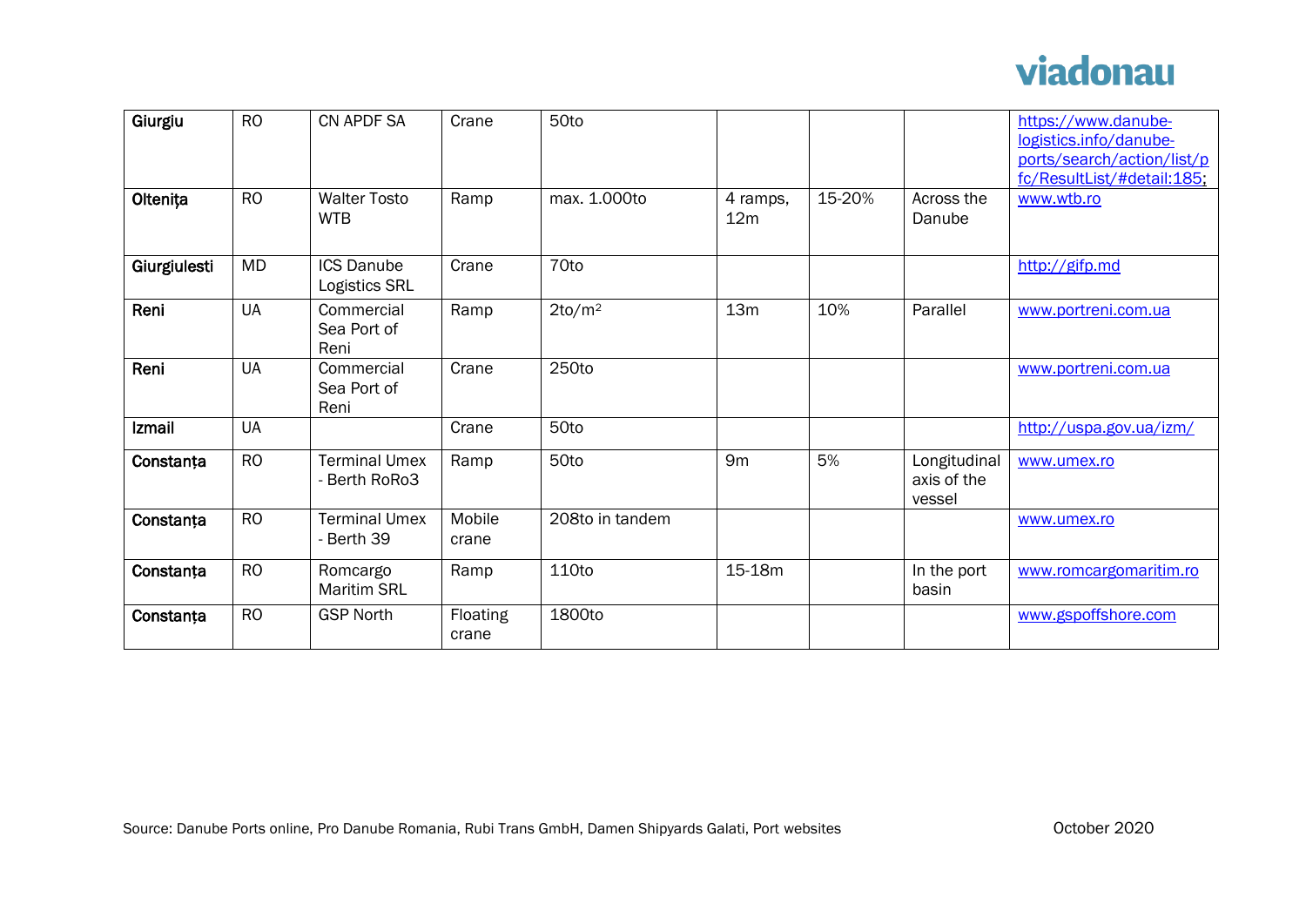| | | | | | | | | |
|---|---|---|---|---|---|---|---|---|
| **Giurgiu** | RO | CN APDF SA | Crane | 50to | | | | https://www.danube-logistics.info/danube-ports/search/action/list/pfc/ResultList/#detail:185; |
| **Oltenița** | RO | Walter Tosto WTB | Ramp | max. 1.000to | 4 ramps, 12m | 15-20% | Across the Danube | www.wtb.ro |
| **Giurgiulesti** | MD | ICS Danube Logistics SRL | Crane | 70to | | | | http://gifp.md |
| **Reni** | UA | Commercial Sea Port of Reni | Ramp | 2to/m² | 13m | 10% | Parallel | www.portreni.com.ua |
| **Reni** | UA | Commercial Sea Port of Reni | Crane | 250to | | | | www.portreni.com.ua |
| **Izmail** | UA | | Crane | 50to | | | | http://uspa.gov.ua/izm/ |
| **Constanța** | RO | Terminal Umex - Berth RoRo3 | Ramp | 50to | 9m | 5% | Longitudinal axis of the vessel | www.umex.ro |
| **Constanța** | RO | Terminal Umex - Berth 39 | Mobile crane | 208to in tandem | | | | www.umex.ro |
| **Constanța** | RO | Romcargo Maritim SRL | Ramp | 110to | 15-18m | | In the port basin | www.romcargomaritim.ro |
| **Constanța** | RO | GSP North | Floating crane | 1800to | | | | www.gspoffshore.com |

Source: Danube Ports online, Pro Danube Romania, Rubi Trans GmbH, Damen Shipyards Galati, Port websites

October 2020